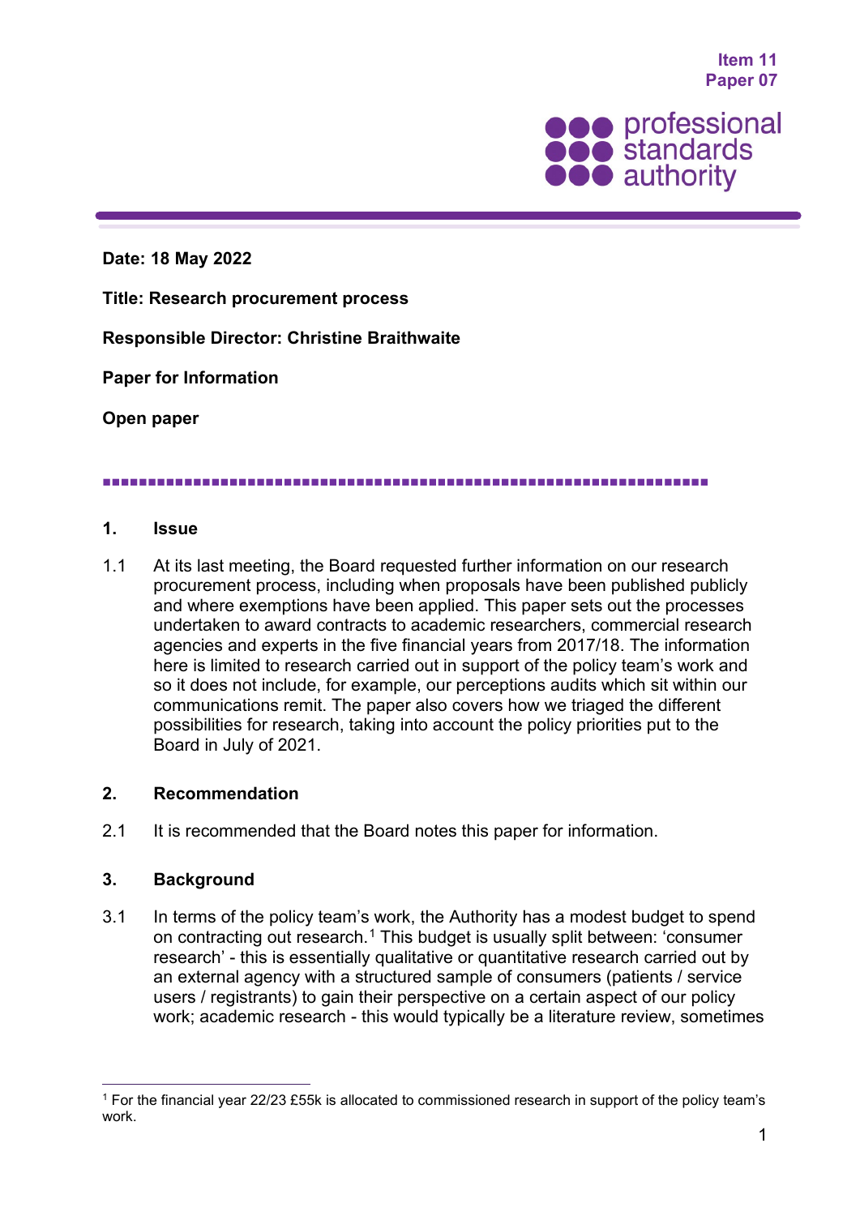Item 11
Paper 07

professional standards authority

**Date: 18 May 2022**

**Title: Research procurement process**

**Responsible Director: Christine Braithwaite**

**Paper for Information**

**Open paper**

## 1. Issue

1.1 At its last meeting, the Board requested further information on our research procurement process, including when proposals have been published publicly and where exemptions have been applied. This paper sets out the processes undertaken to award contracts to academic researchers, commercial research agencies and experts in the five financial years from 2017/18. The information here is limited to research carried out in support of the policy team's work and so it does not include, for example, our perceptions audits which sit within our communications remit. The paper also covers how we triaged the different possibilities for research, taking into account the policy priorities put to the Board in July of 2021.

## 2. Recommendation

2.1 It is recommended that the Board notes this paper for information.

## 3. Background

3.1 In terms of the policy team's work, the Authority has a modest budget to spend on contracting out research.[1] This budget is usually split between: 'consumer research' - this is essentially qualitative or quantitative research carried out by an external agency with a structured sample of consumers (patients / service users / registrants) to gain their perspective on a certain aspect of our policy work; academic research - this would typically be a literature review, sometimes

[1] For the financial year 22/23 £55k is allocated to commissioned research in support of the policy team's work.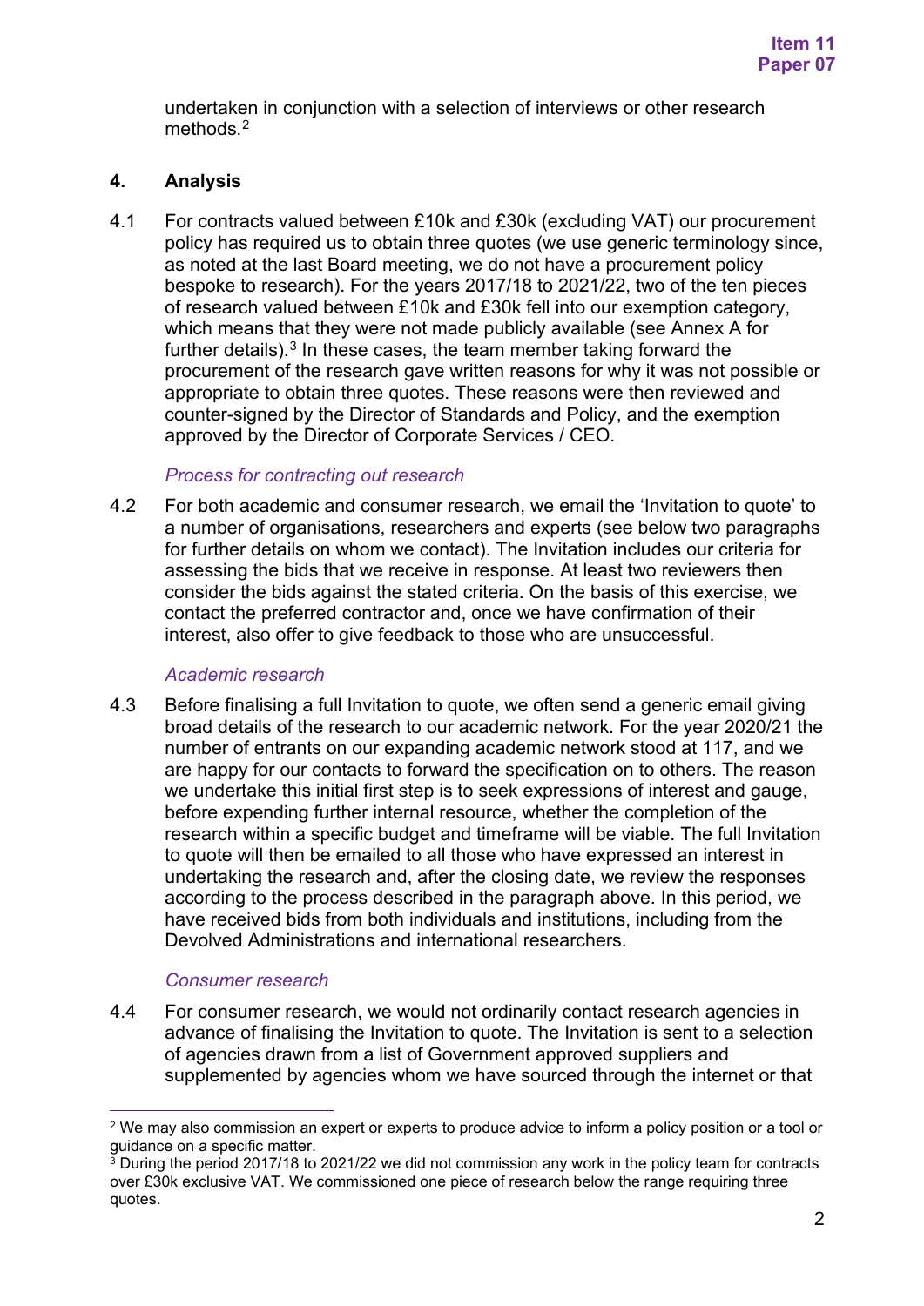undertaken in conjunction with a selection of interviews or other research methods.[2]

## 4. Analysis

4.1 For contracts valued between £10k and £30k (excluding VAT) our procurement policy has required us to obtain three quotes (we use generic terminology since, as noted at the last Board meeting, we do not have a procurement policy bespoke to research). For the years 2017/18 to 2021/22, two of the ten pieces of research valued between £10k and £30k fell into our exemption category, which means that they were not made publicly available (see Annex A for further details).[3] In these cases, the team member taking forward the procurement of the research gave written reasons for why it was not possible or appropriate to obtain three quotes. These reasons were then reviewed and counter-signed by the Director of Standards and Policy, and the exemption approved by the Director of Corporate Services / CEO.

### *Process for contracting out research*

4.2 For both academic and consumer research, we email the 'Invitation to quote' to a number of organisations, researchers and experts (see below two paragraphs for further details on whom we contact). The Invitation includes our criteria for assessing the bids that we receive in response. At least two reviewers then consider the bids against the stated criteria. On the basis of this exercise, we contact the preferred contractor and, once we have confirmation of their interest, also offer to give feedback to those who are unsuccessful.

### *Academic research*

4.3 Before finalising a full Invitation to quote, we often send a generic email giving broad details of the research to our academic network. For the year 2020/21 the number of entrants on our expanding academic network stood at 117, and we are happy for our contacts to forward the specification on to others. The reason we undertake this initial first step is to seek expressions of interest and gauge, before expending further internal resource, whether the completion of the research within a specific budget and timeframe will be viable. The full Invitation to quote will then be emailed to all those who have expressed an interest in undertaking the research and, after the closing date, we review the responses according to the process described in the paragraph above. In this period, we have received bids from both individuals and institutions, including from the Devolved Administrations and international researchers.

### *Consumer research*

4.4 For consumer research, we would not ordinarily contact research agencies in advance of finalising the Invitation to quote. The Invitation is sent to a selection of agencies drawn from a list of Government approved suppliers and supplemented by agencies whom we have sourced through the internet or that

---

[2] We may also commission an expert or experts to produce advice to inform a policy position or a tool or guidance on a specific matter.

[3] During the period 2017/18 to 2021/22 we did not commission any work in the policy team for contracts over £30k exclusive VAT. We commissioned one piece of research below the range requiring three quotes.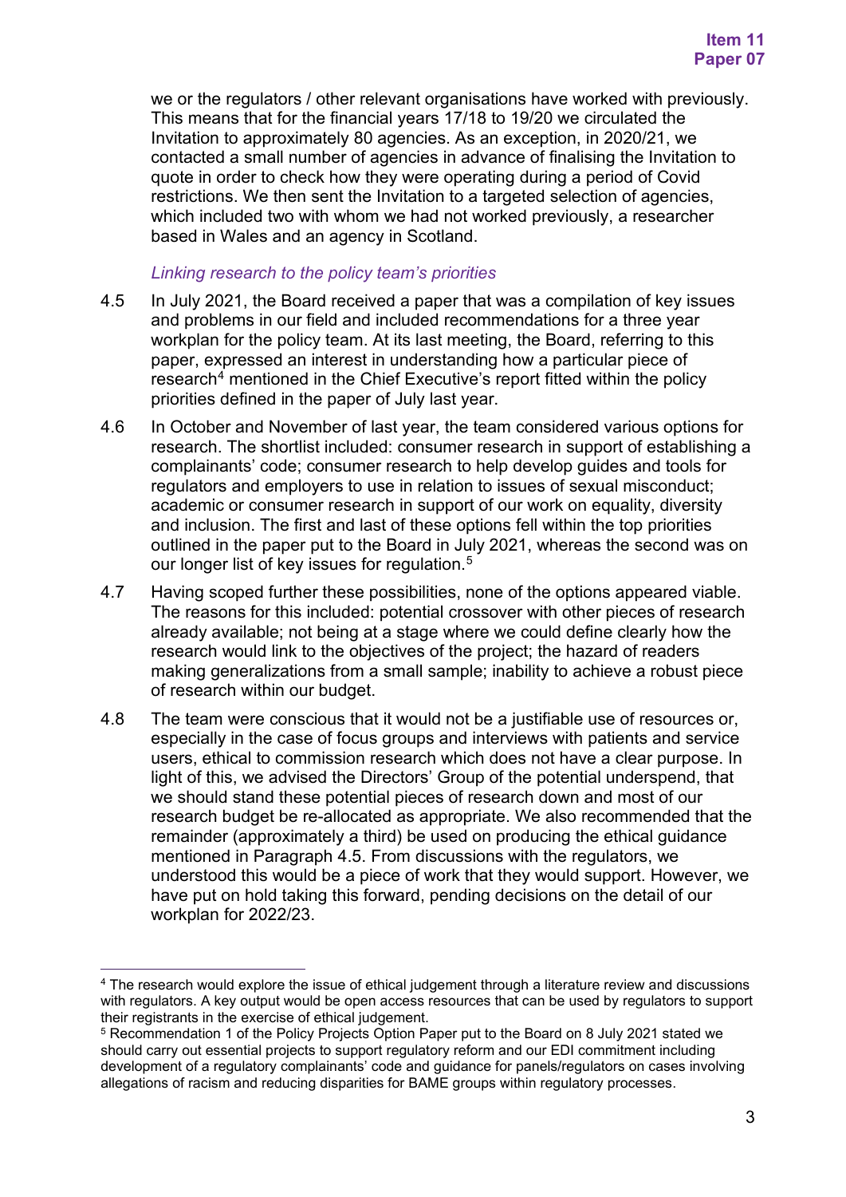we or the regulators / other relevant organisations have worked with previously. This means that for the financial years 17/18 to 19/20 we circulated the Invitation to approximately 80 agencies. As an exception, in 2020/21, we contacted a small number of agencies in advance of finalising the Invitation to quote in order to check how they were operating during a period of Covid restrictions. We then sent the Invitation to a targeted selection of agencies, which included two with whom we had not worked previously, a researcher based in Wales and an agency in Scotland.

*Linking research to the policy team's priorities*

4.5 In July 2021, the Board received a paper that was a compilation of key issues and problems in our field and included recommendations for a three year workplan for the policy team. At its last meeting, the Board, referring to this paper, expressed an interest in understanding how a particular piece of research[4] mentioned in the Chief Executive's report fitted within the policy priorities defined in the paper of July last year.

4.6 In October and November of last year, the team considered various options for research. The shortlist included: consumer research in support of establishing a complainants' code; consumer research to help develop guides and tools for regulators and employers to use in relation to issues of sexual misconduct; academic or consumer research in support of our work on equality, diversity and inclusion. The first and last of these options fell within the top priorities outlined in the paper put to the Board in July 2021, whereas the second was on our longer list of key issues for regulation.[5]

4.7 Having scoped further these possibilities, none of the options appeared viable. The reasons for this included: potential crossover with other pieces of research already available; not being at a stage where we could define clearly how the research would link to the objectives of the project; the hazard of readers making generalizations from a small sample; inability to achieve a robust piece of research within our budget.

4.8 The team were conscious that it would not be a justifiable use of resources or, especially in the case of focus groups and interviews with patients and service users, ethical to commission research which does not have a clear purpose. In light of this, we advised the Directors' Group of the potential underspend, that we should stand these potential pieces of research down and most of our research budget be re-allocated as appropriate. We also recommended that the remainder (approximately a third) be used on producing the ethical guidance mentioned in Paragraph 4.5. From discussions with the regulators, we understood this would be a piece of work that they would support. However, we have put on hold taking this forward, pending decisions on the detail of our workplan for 2022/23.

---

[4] The research would explore the issue of ethical judgement through a literature review and discussions with regulators. A key output would be open access resources that can be used by regulators to support their registrants in the exercise of ethical judgement.

[5] Recommendation 1 of the Policy Projects Option Paper put to the Board on 8 July 2021 stated we should carry out essential projects to support regulatory reform and our EDI commitment including development of a regulatory complainants' code and guidance for panels/regulators on cases involving allegations of racism and reducing disparities for BAME groups within regulatory processes.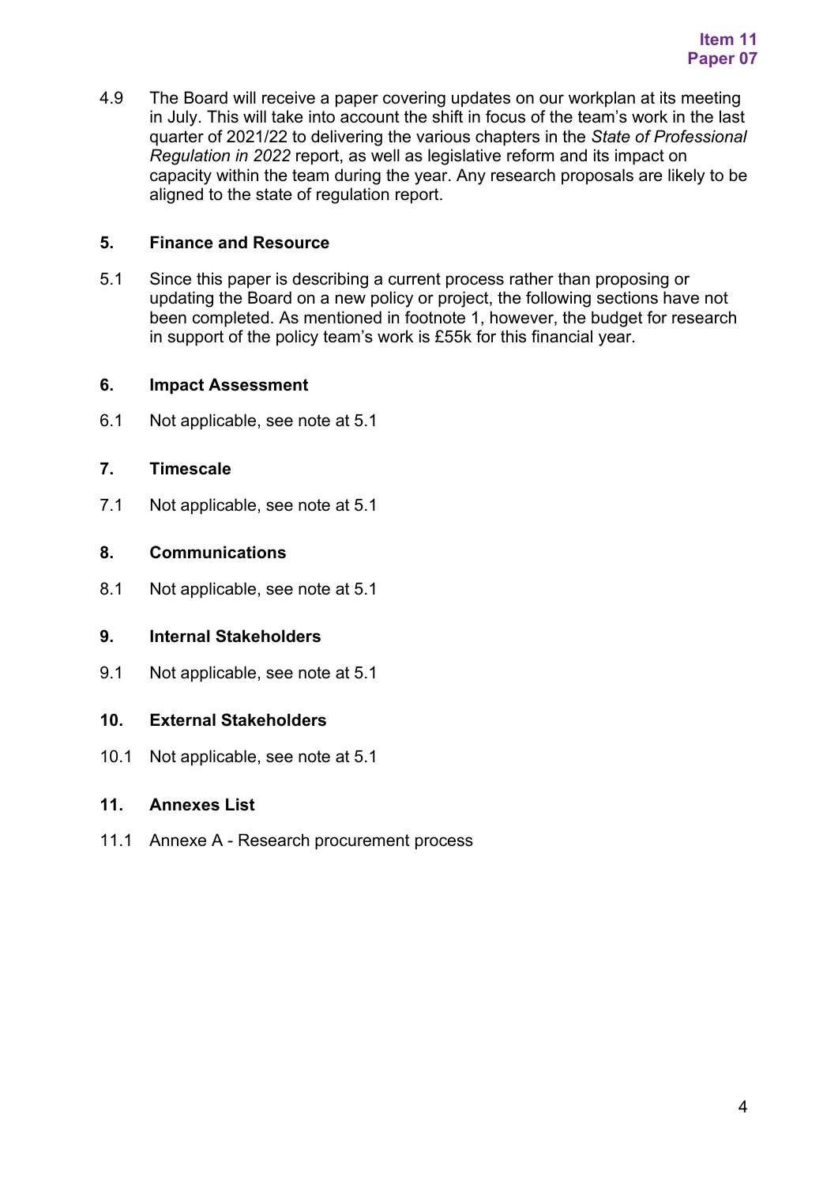4.9 The Board will receive a paper covering updates on our workplan at its meeting in July. This will take into account the shift in focus of the team's work in the last quarter of 2021/22 to delivering the various chapters in the *State of Professional Regulation in 2022* report, as well as legislative reform and its impact on capacity within the team during the year. Any research proposals are likely to be aligned to the state of regulation report.

## 5. Finance and Resource

5.1 Since this paper is describing a current process rather than proposing or updating the Board on a new policy or project, the following sections have not been completed. As mentioned in footnote 1, however, the budget for research in support of the policy team's work is £55k for this financial year.

## 6. Impact Assessment

6.1 Not applicable, see note at 5.1

## 7. Timescale

7.1 Not applicable, see note at 5.1

## 8. Communications

8.1 Not applicable, see note at 5.1

## 9. Internal Stakeholders

9.1 Not applicable, see note at 5.1

## 10. External Stakeholders

10.1 Not applicable, see note at 5.1

## 11. Annexes List

11.1 Annexe A - Research procurement process